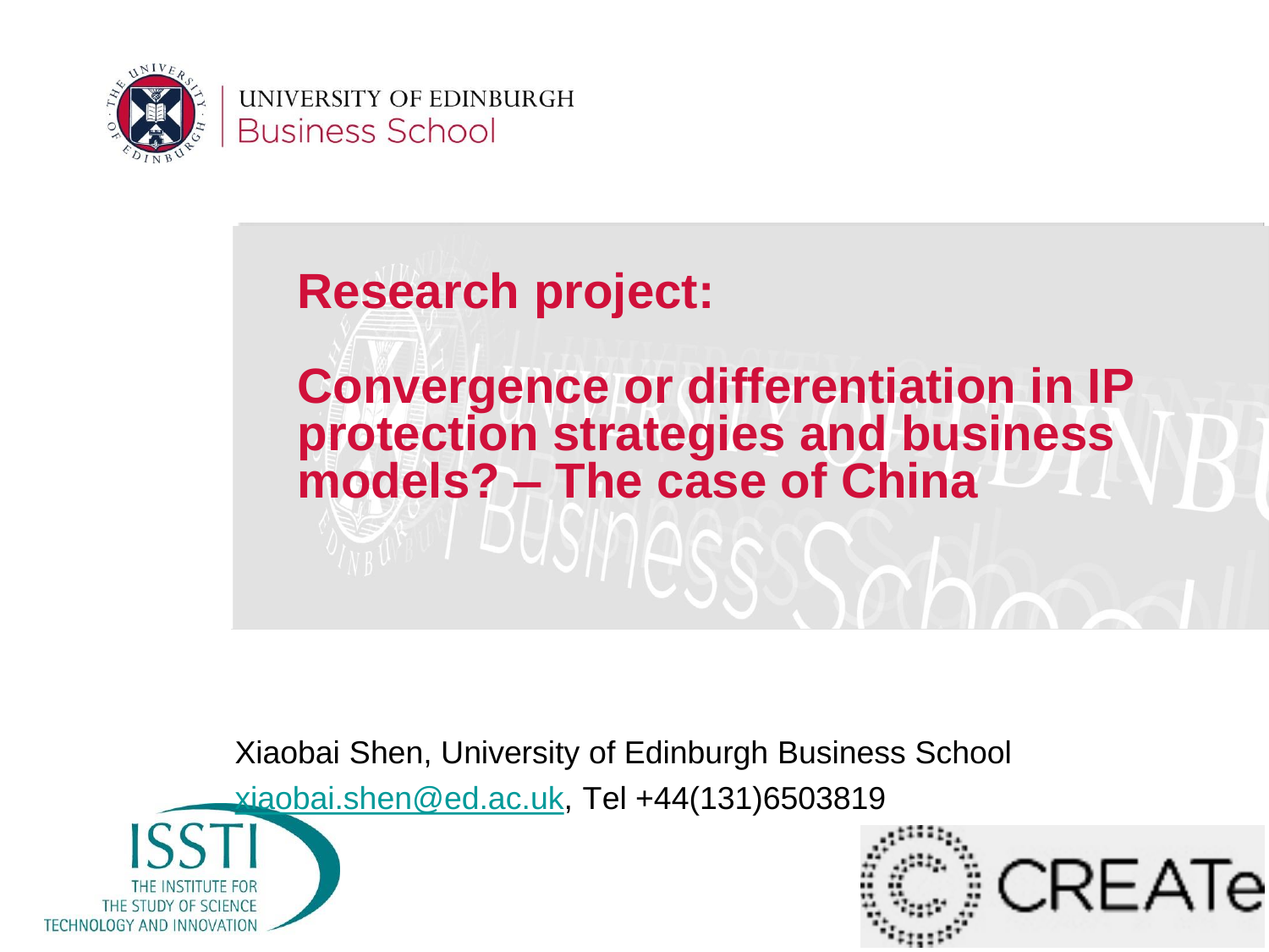UNIVERSITY OF EDINBURGH
Business School

# Research project:

# Convergence or differentiation in IP protection strategies and business models? – The case of China

Xiaobai Shen, University of Edinburgh Business School

xiaobai.shen@ed.ac.uk, Tel +44(131)6503819

ISSTI
THE INSTITUTE FOR THE STUDY OF SCIENCE TECHNOLOGY AND INNOVATION

CREATe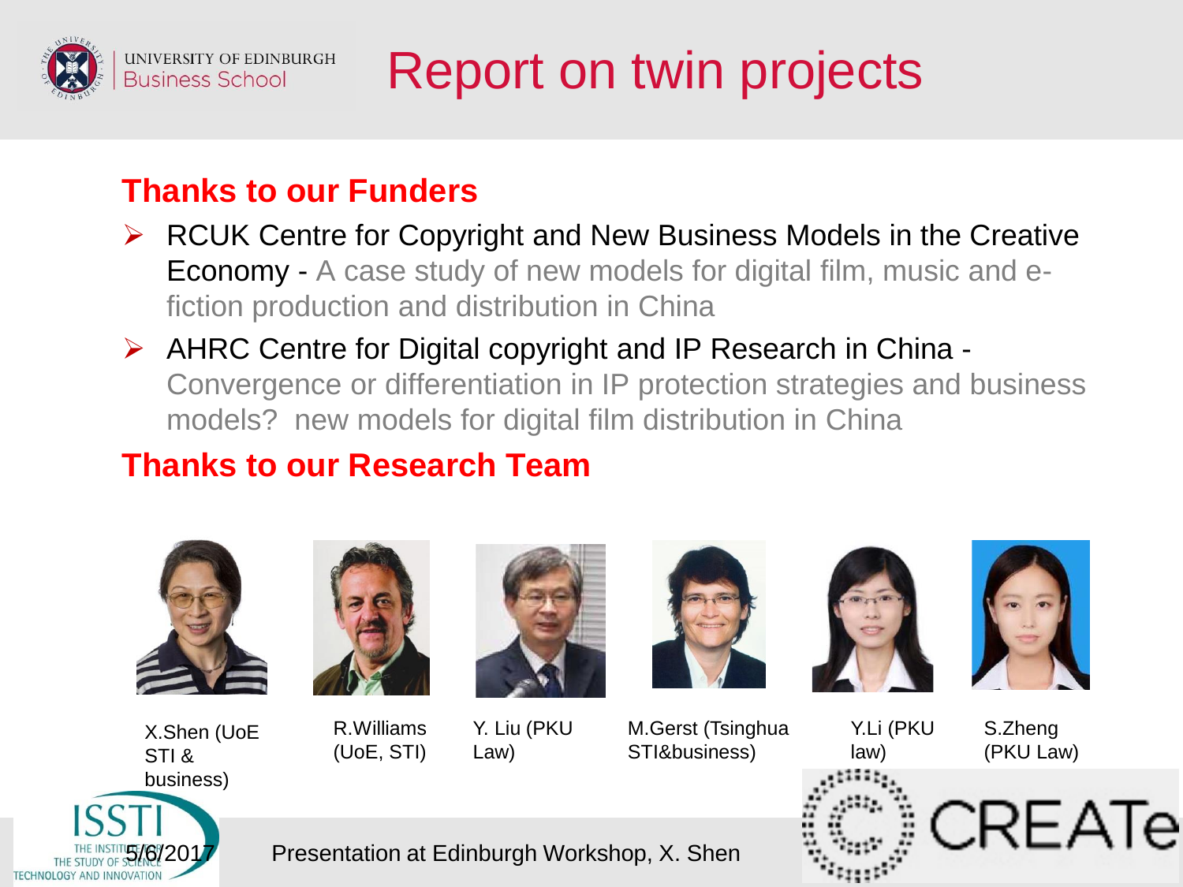# Report on twin projects

## Thanks to our Funders

- RCUK Centre for Copyright and New Business Models in the Creative Economy - A case study of new models for digital film, music and e-fiction production and distribution in China
- AHRC Centre for Digital copyright and IP Research in China - Convergence or differentiation in IP protection strategies and business models? new models for digital film distribution in China

## Thanks to our Research Team

X.Shen (UoE STI & business)

R.Williams (UoE, STI)

Y. Liu (PKU Law)

M.Gerst (Tsinghua STI&business)

Y.Li (PKU law)

S.Zheng (PKU Law)

Presentation at Edinburgh Workshop, X. Shen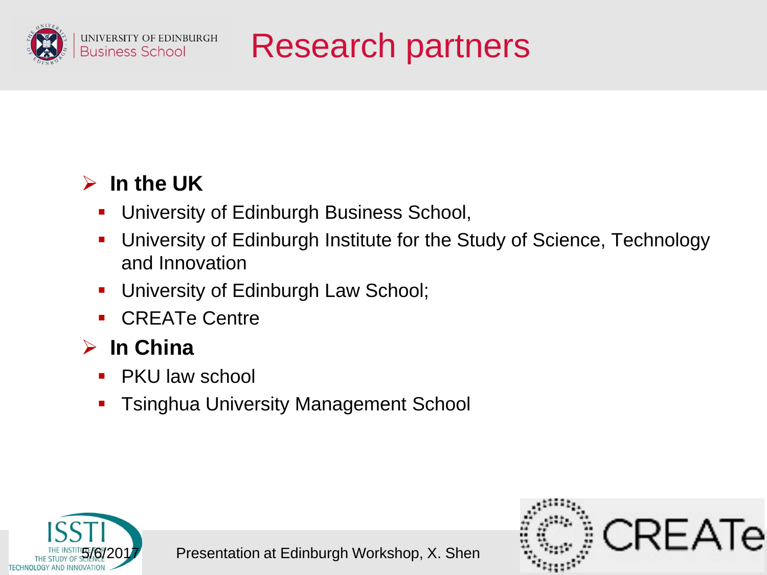# Research partners

- **In the UK**
  - University of Edinburgh Business School,
  - University of Edinburgh Institute for the Study of Science, Technology and Innovation
  - University of Edinburgh Law School;
  - CREATe Centre
- **In China**
  - PKU law school
  - Tsinghua University Management School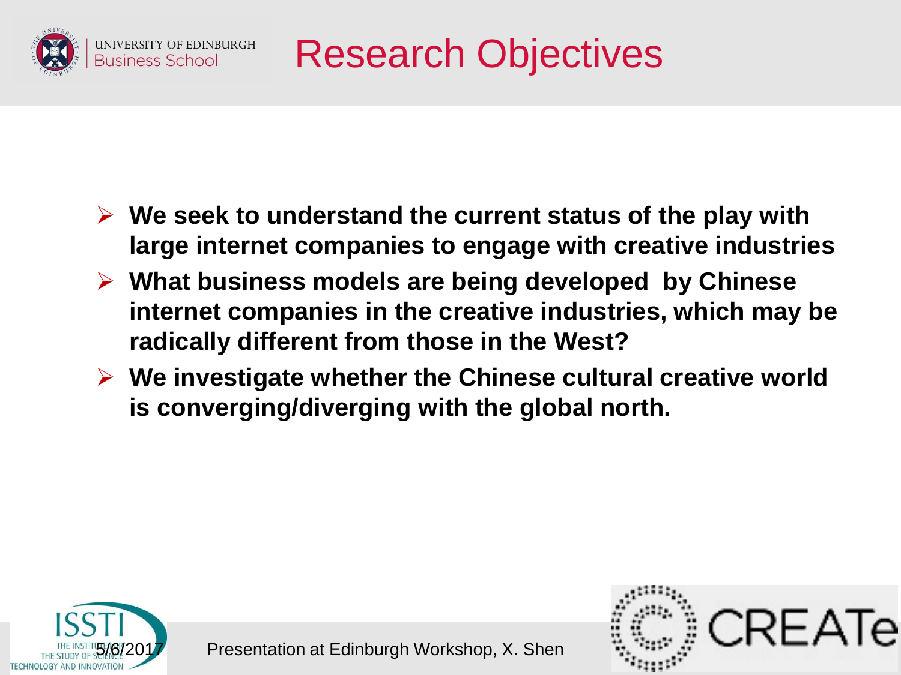# Research Objectives

- **We seek to understand the current status of the play with large internet companies to engage with creative industries**
- **What business models are being developed by Chinese internet companies in the creative industries, which may be radically different from those in the West?**
- **We investigate whether the Chinese cultural creative world is converging/diverging with the global north.**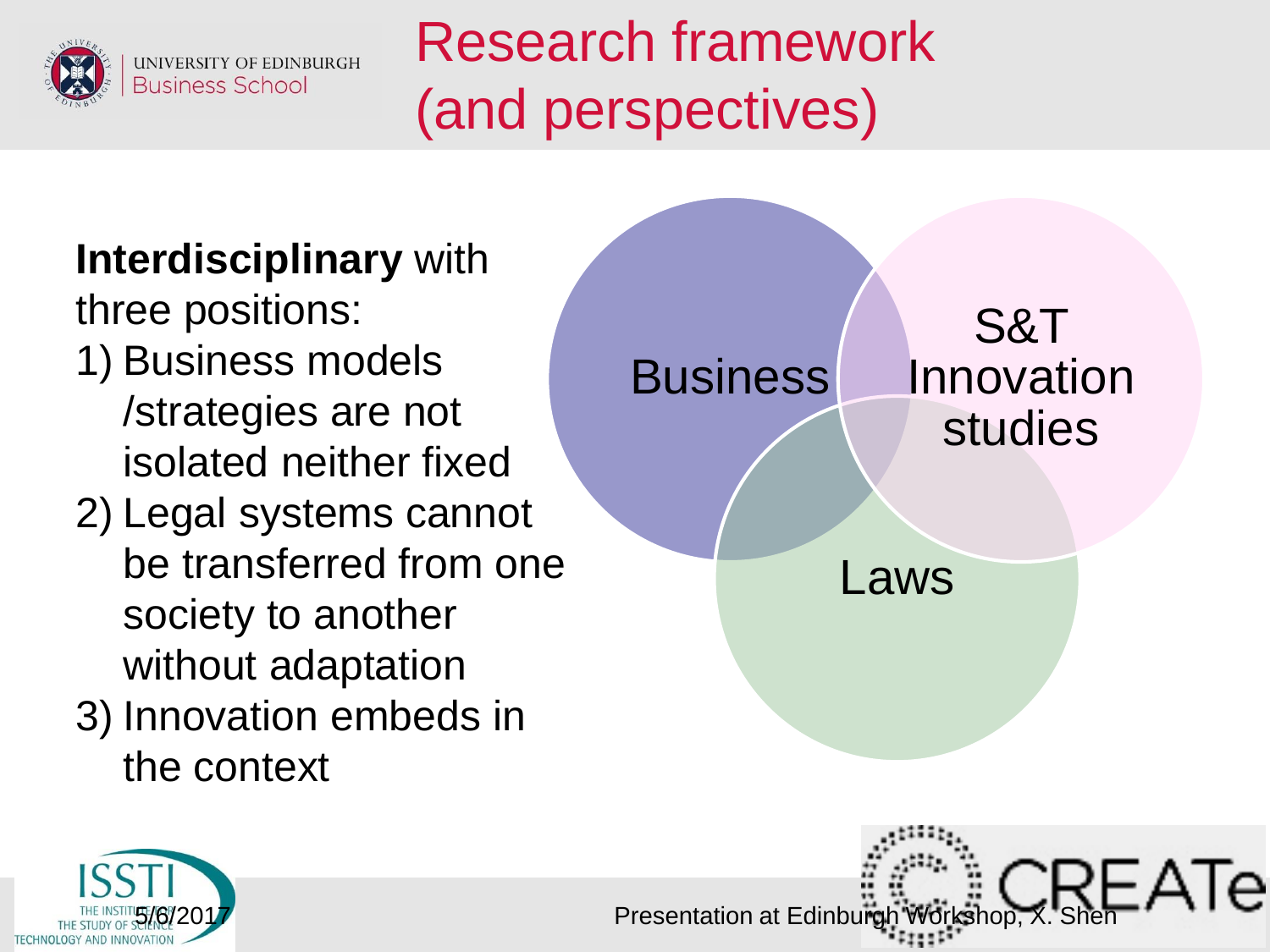# Research framework (and perspectives)

**Interdisciplinary** with three positions:

1) Business models /strategies are not isolated neither fixed
2) Legal systems cannot be transferred from one society to another without adaptation
3) Innovation embeds in the context

Business

S&T Innovation studies

Laws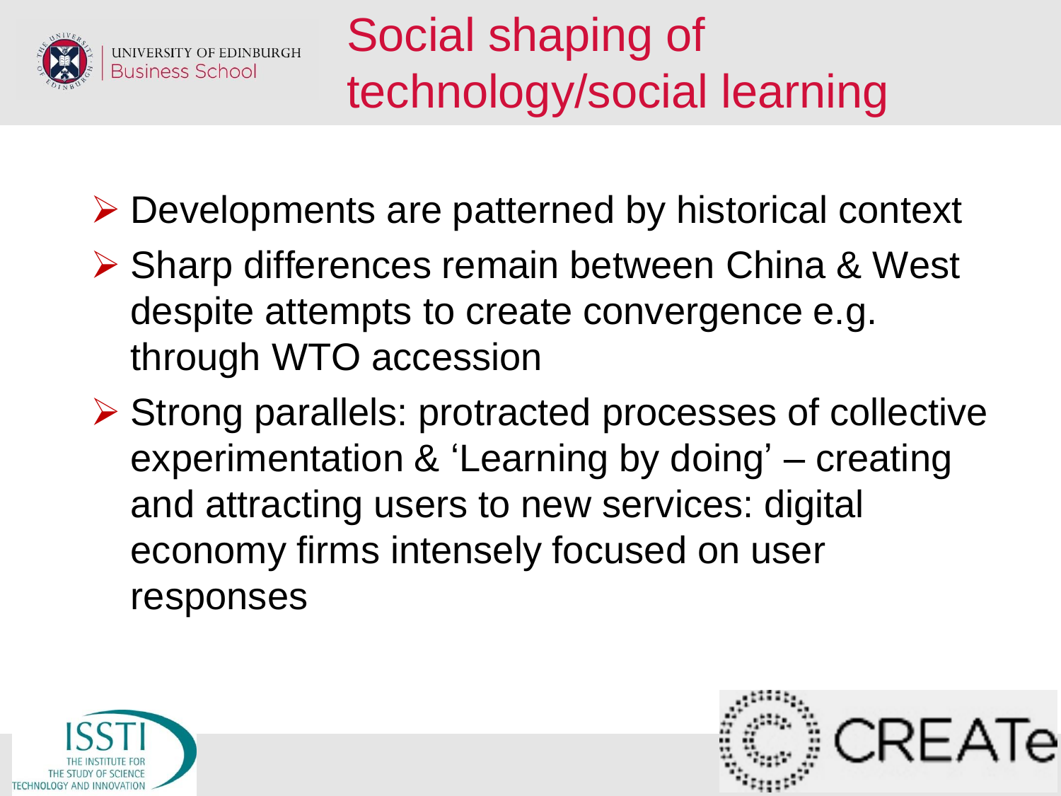# Social shaping of technology/social learning

- Developments are patterned by historical context
- Sharp differences remain between China & West despite attempts to create convergence e.g. through WTO accession
- Strong parallels: protracted processes of collective experimentation & 'Learning by doing' – creating and attracting users to new services: digital economy firms intensely focused on user responses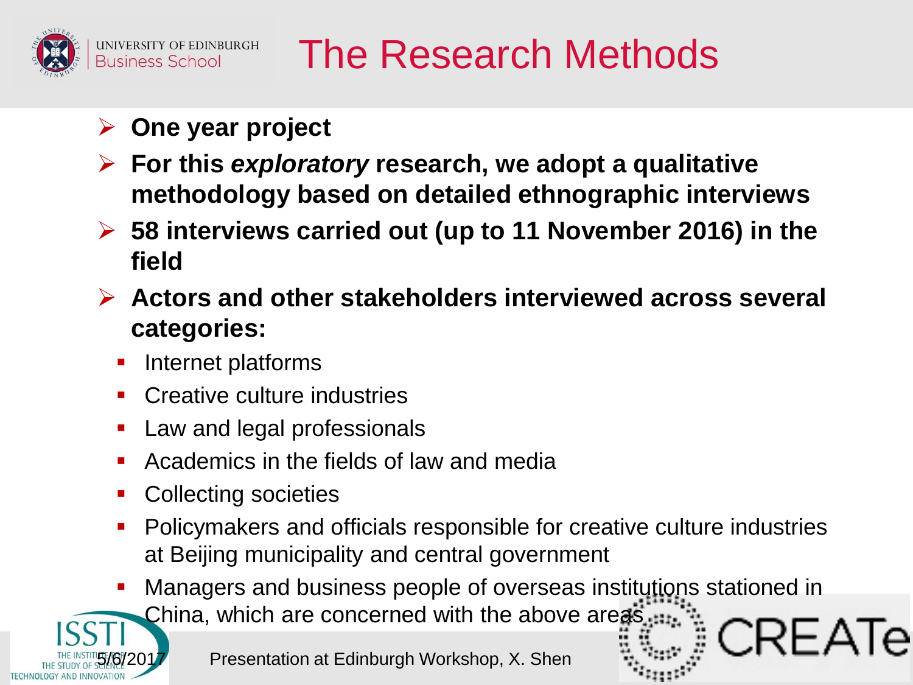# The Research Methods

- **One year project**
- **For this *exploratory* research, we adopt a qualitative methodology based on detailed ethnographic interviews**
- **58 interviews carried out (up to 11 November 2016) in the field**
- **Actors and other stakeholders interviewed across several categories:**
  - Internet platforms
  - Creative culture industries
  - Law and legal professionals
  - Academics in the fields of law and media
  - Collecting societies
  - Policymakers and officials responsible for creative culture industries at Beijing municipality and central government
  - Managers and business people of overseas institutions stationed in China, which are concerned with the above areas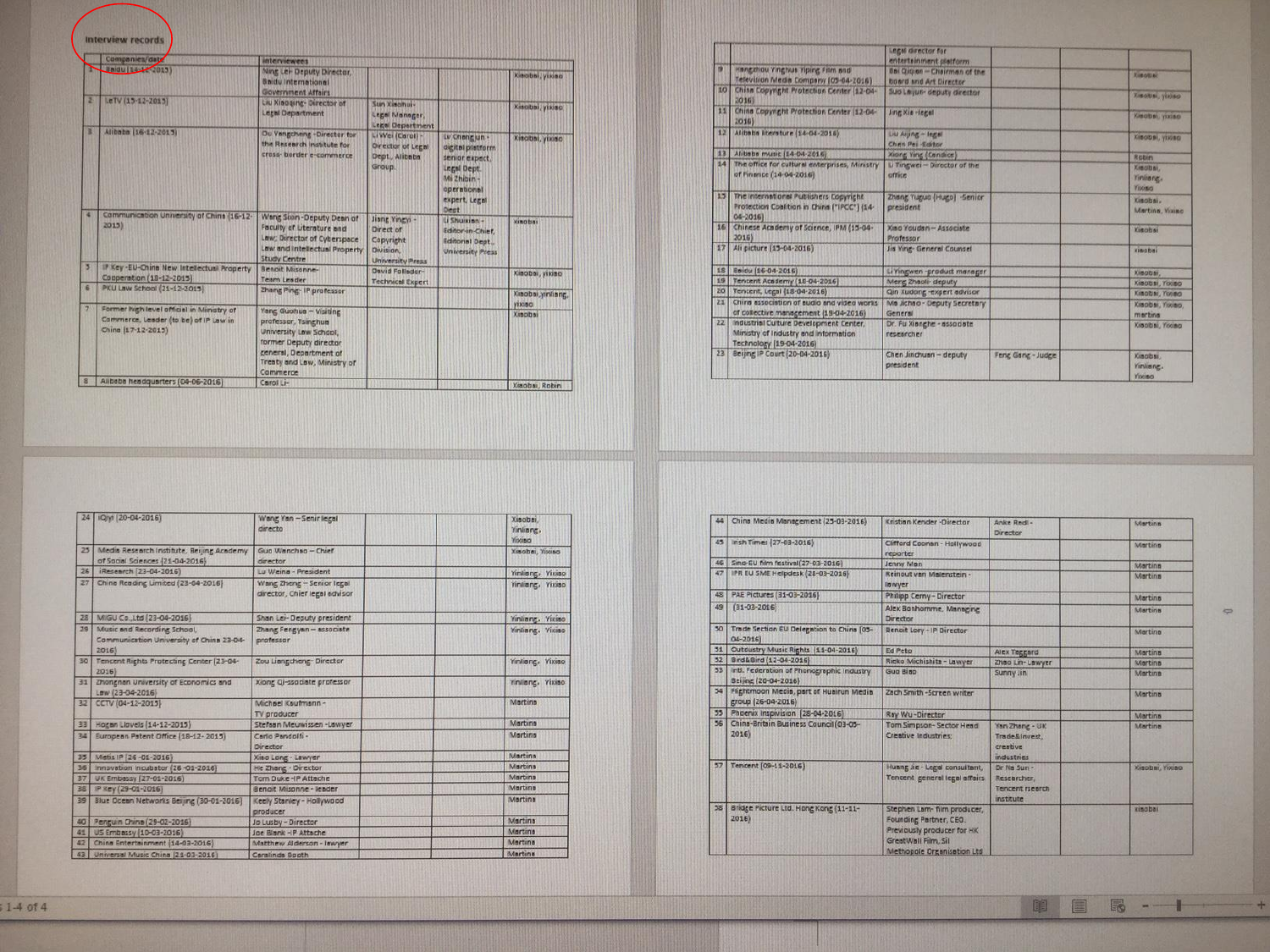## Interview records

| | Companies/date | Interviewees | | | |
|---|---|---|---|---|---|
| 1 | Baidu (14-12-2015) | Ning Lei- Deputy Director, Baidu International Government Affairs | | | Xiaobai, yixiao |
| 2 | LeTV (15-12-2015) | Liu Xiaoqing- Director of Legal Department | Sun Xiaohai- Legal Manager, Legal Department | | Xiaobai, yixiao |
| 3 | Alibaba (16-12-2015) | Ou Yangcheng -Director for the Research Institute for cross- border e-commerce | Li Wei (Carol) - Director of Legal Dept., Alibaba Group | Lv Chengjun - digital platform senior expert, Legal Dept. Mi Zhibin - operational expert, Legal Dept | Xiaobai, yixiao |
| 4 | Communication University of China (16-12-2015) | Wang Sixin -Deputy Dean of Faculty of Literature and Law; Director of Cyberspace Law and Intellectual Property Study Centre | Jiang Yingyi - Direct of Copyright Division, University Press | Li Shuixian - Editor-in-Chief, Editorial Dept., University Press | Xiaobai |
| 5 | IP Key -EU-China New Intellectual Property Cooperation (18-12-2015) | Benoit Misonne- Team Leader | David Follador- Technical Expert | | Xiaobai, yixiao |
| 6 | PKU Law School (21-12-2015) | Zhang Ping- IP professor | | | Xiaobai,yinliang, yixiao |
| 7 | Former high level official in Ministry of Commerce, Leader (to be) of IP Law in China (17-12-2015) | Yang Guohua – Visiting professor, Tsinghua University Law School, former Deputy director general, Department of Treaty and Law, Ministry of Commerce | | | Xiaobai |
| 8 | Alibaba headquarters (04-06-2016) | Carol Li- | | | Xiaobai, Robin |
| | | Legal director for entertainment platform | | | |
| 9 | Hangzhou Yinghua Yiping Film and Television Media Company (05-04-2016) | Bai Qiqian – Chairman of the Board and Art Director | | | Xiaobai |
| 10 | China Copyright Protection Center (12-04-2016) | Suo Lejun- deputy director | | | Xiaobai, yixiao |
| 11 | China Copyright Protection Center (12-04-2016) | Jing Xia -legal | | | Xiaobai, yixiao |
| 12 | Alibaba literature (14-04-2016) | Liu Aijing – legal Chen Pei -Editor | | | Xiaobai, yixiao |
| 13 | Alibaba music (14-04-2016) | Xiong Ying (Candice) | | | Robin |
| 14 | The office for cultural enterprises, Ministry of Finance (14-04-2016) | Li Yingwei – Director of the office | | | Xiaobai, Yinliang, Yixiao |
| 15 | The International Publishers Copyright Protection Coalition in China ("IPCC") (14-04-2016) | Zhang Yuguo (Hugo) -Senior president | | | Xiaobai, Martina, Yixiao |
| 16 | Chinese Academy of Science, IPM (15-04-2016) | Xiao Youdan – Associate Professor | | | Xiaobai |
| 17 | Ali picture (15-04-2016) | Jia Ying- General Counsel | | | Xiaobai |
| 18 | Baidu (16-04-2016) | Li Yingwen -product manager | | | Xiaobai, |
| 19 | Tencent Academy (18-04-2016) | Meng Zhaoli- deputy | | | Xiaobai, Yixiao |
| 20 | Tencent, Legal (18-04-2016) | Qin Xudong -expert advisor | | | Xiaobai, Yixiao |
| 21 | China association of audio and video works of collective management (19-04-2016) | Ma Jichao - Deputy Secretary General | | | Xiaobai, Yixiao, martina |
| 22 | Industrial Culture Development Center, Ministry of Industry and Information Technology (19-04-2016) | Dr. Fu Xianghe - associate researcher | | | Xiaobai, Yixiao |
| 23 | Beijing IP Court (20-04-2016) | Chen Jinchuan – deputy president | Feng Gang - Judge | | Xiaobai, Yinliang, Yixiao |
| 24 | IQiyi (20-04-2016) | Wang Yan – Senir legal directo | | | Xiaobai, Yinliang, Yixiao |
| 25 | Media Research Institute, Beijing Academy of Social Sciences (21-04-2016) | Guo Wanchao – Chief director | | | Xiaobai, Yixiao |
| 26 | iResearch (23-04-2016) | Lu Weina - President | | | Yinliang, Yixiao |
| 27 | China Reading Limited (23-04-2016) | Wang Zheng – Senior legal director, Chief legal advisor | | | Yinliang, Yixiao |
| 28 | MIGU Co.,Ltd (23-04-2016) | Shan Lei- Deputy president | | | Yinliang, Yixiao |
| 29 | Music and Recording School, Communication University of China 23-04-2016) | Zhang Fengyan – associate professor | | | Yinliang, Yixiao |
| 30 | Tencent Rights Protecting Center (23-04-2016) | Zou Liangcheng- Director | | | Yinliang, Yixiao |
| 31 | Zhongnan University of Economics and Law (23-04-2016) | Xiong Qi-ssociate professor | | | Yinliang, Yixiao |
| 32 | CCTV (04-12-2015) | Michael Kaufmann - TV producer | | | Martina |
| 33 | Hogan Lovells (14-12-2015) | Stefaan Meuwissen -Lawyer | | | Martina |
| 34 | European Patent Office (18-12- 2015) | Carlo Pandolfi - Director | | | Martina |
| 35 | Matis IP (26 -01-2016) | Xiao Long - Lawyer | | | Martina |
| 36 | Innovation incubator (26-01-2016) | He Zhang - Director | | | Martina |
| 37 | UK Embassy (27-01-2016) | Tom Duke -IP Attache | | | Martina |
| 38 | IP Key (29-01-2016) | Benoit Misonne - leader | | | Martina |
| 39 | Blue Ocean Networks Beijing (30-01-2016) | Keely Stanley - Hollywood producer | | | Martina |
| 40 | Penguin China (29-02-2016) | Jo Lusby - Director | | | Martina |
| 41 | US Embassy (10-03-2016) | Joe Blank - IP Attache | | | Martina |
| 42 | China Entertainment (14-03-2016) | Matthew Alderson - lawyer | | | Martina |
| 43 | Universal Music China (21-03-2016) | Ceralinda Booth | | | Martina |
| 44 | China Media Management (25-03-2016) | Kristian Kender -Director | Anke Redl - Director | | Martina |
| 45 | Irish Times (27-03-2016) | Clifford Coonan - Hollywood reporter | | | Martina |
| 46 | Sino-EU film festival(27-03-2016) | Jenny Man | | | Martina |
| 47 | IPR EU SME Helpdesk (28-03-2016) | Reinout van Malenstein - lawyer | | | Martina |
| 48 | PAE Pictures (31-03-2016) | Philipp Cerny - Director | | | Martina |
| 49 | (31-03-2016) | Alex Boshomme, Managing Director | | | Martina |
| 50 | Trade Section EU Delegation to China (05-04-2016) | Benoit Lory - IP Director | | | Martina |
| 51 | Outcountry Music Rights (11-04-2016) | Ed Peto | | | Martina |
| 52 | Bird&Bird (12-04-2016) | Rieko Michishita - Lawyer | Alex Teggard Zhao Lin- Lawyer | | Martina |
| 53 | Intl. Federation of Phonographic Industry Beijing (20-04-2016) | Guo Biao | Sunny Jin | | Martina |
| 54 | Flightmoon Media, part of Huayun Media group (26-04-2016) | Zach Smith -Screen writer | | | Martina |
| 55 | Phoenix Inspivision (28-04-2016) | Ray Wu-Director | | | Martina |
| 56 | China-Britain Business Council (03-05-2016) | Tom Simpson- Sector Head Creative Industries | Yan Zhang - UK Trade&Invest, creative industries | | Martina |
| 57 | Tencent (09-11-2016) | Huang Jie - Legal consultant, Tencent general legal affairs | Dr Na Sun - Researcher, Tencent rsearch institute | | Xiaobai, Yixiao |
| 58 | Bridge Picture Ltd, Hong Kong (11-11-2016) | Stephen Lam- film producer, Founding Partner, CEO. Previously producer for HK GreatWall Film, Sil Methopole Organization Ltd | | | Xiaobai |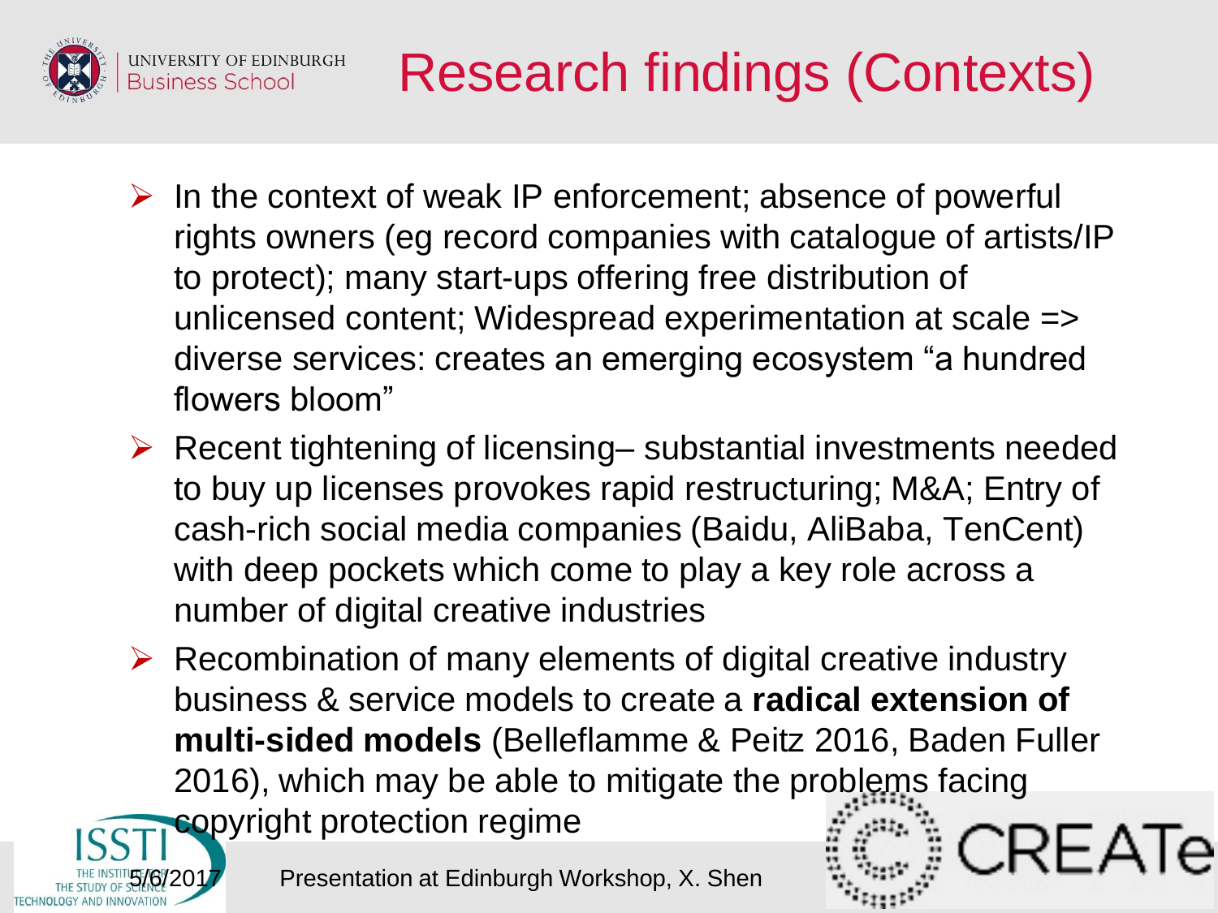# Research findings (Contexts)

- In the context of weak IP enforcement; absence of powerful rights owners (eg record companies with catalogue of artists/IP to protect); many start-ups offering free distribution of unlicensed content; Widespread experimentation at scale => diverse services: creates an emerging ecosystem "a hundred flowers bloom"
- Recent tightening of licensing– substantial investments needed to buy up licenses provokes rapid restructuring; M&A; Entry of cash-rich social media companies (Baidu, AliBaba, TenCent) with deep pockets which come to play a key role across a number of digital creative industries
- Recombination of many elements of digital creative industry business & service models to create a **radical extension of multi-sided models** (Belleflamme & Peitz 2016, Baden Fuller 2016), which may be able to mitigate the problems facing copyright protection regime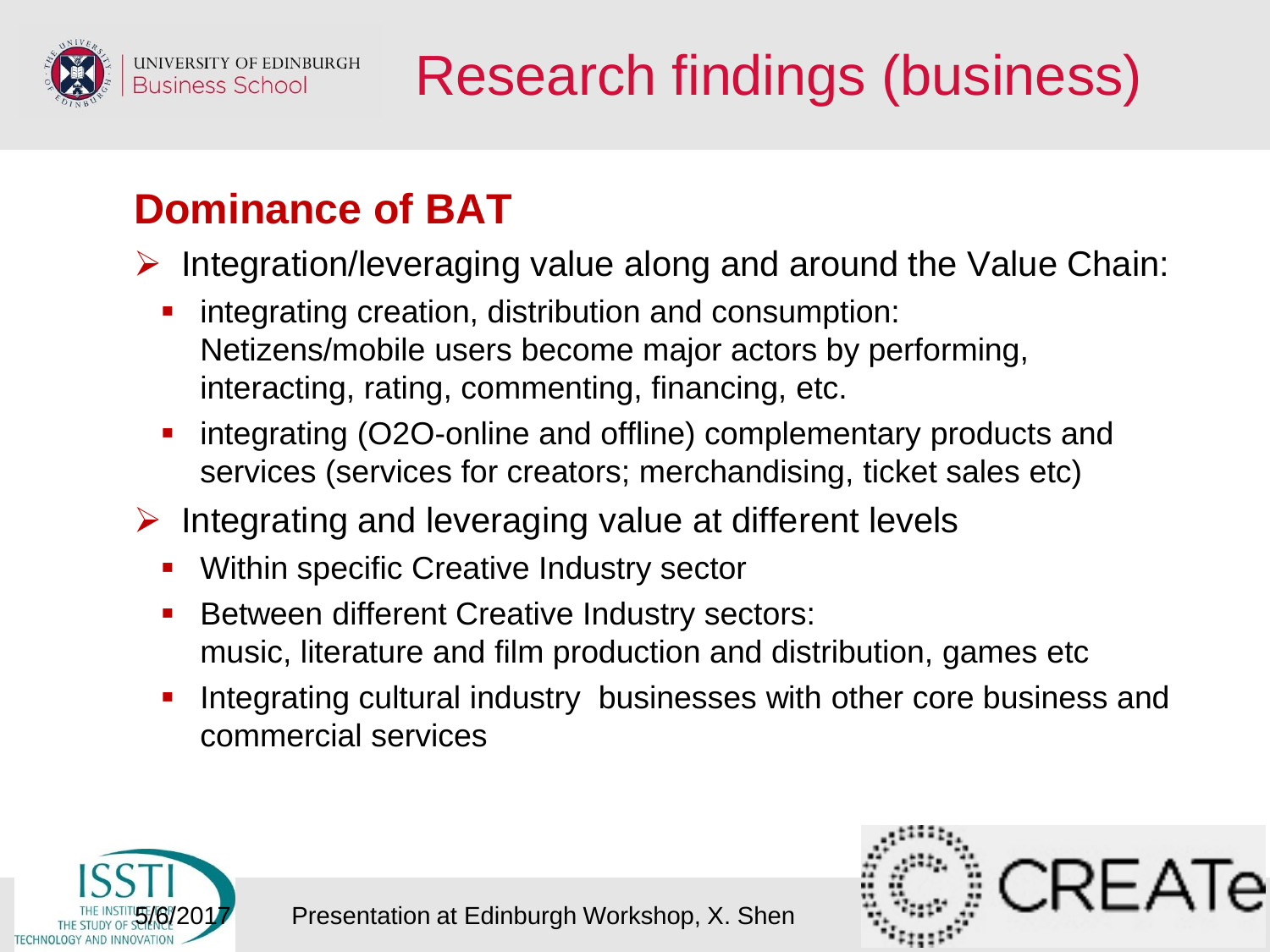# Research findings (business)

## Dominance of BAT

- Integration/leveraging value along and around the Value Chain:
  - integrating creation, distribution and consumption: Netizens/mobile users become major actors by performing, interacting, rating, commenting, financing, etc.
  - integrating (O2O-online and offline) complementary products and services (services for creators; merchandising, ticket sales etc)
- Integrating and leveraging value at different levels
  - Within specific Creative Industry sector
  - Between different Creative Industry sectors: music, literature and film production and distribution, games etc
  - Integrating cultural industry businesses with other core business and commercial services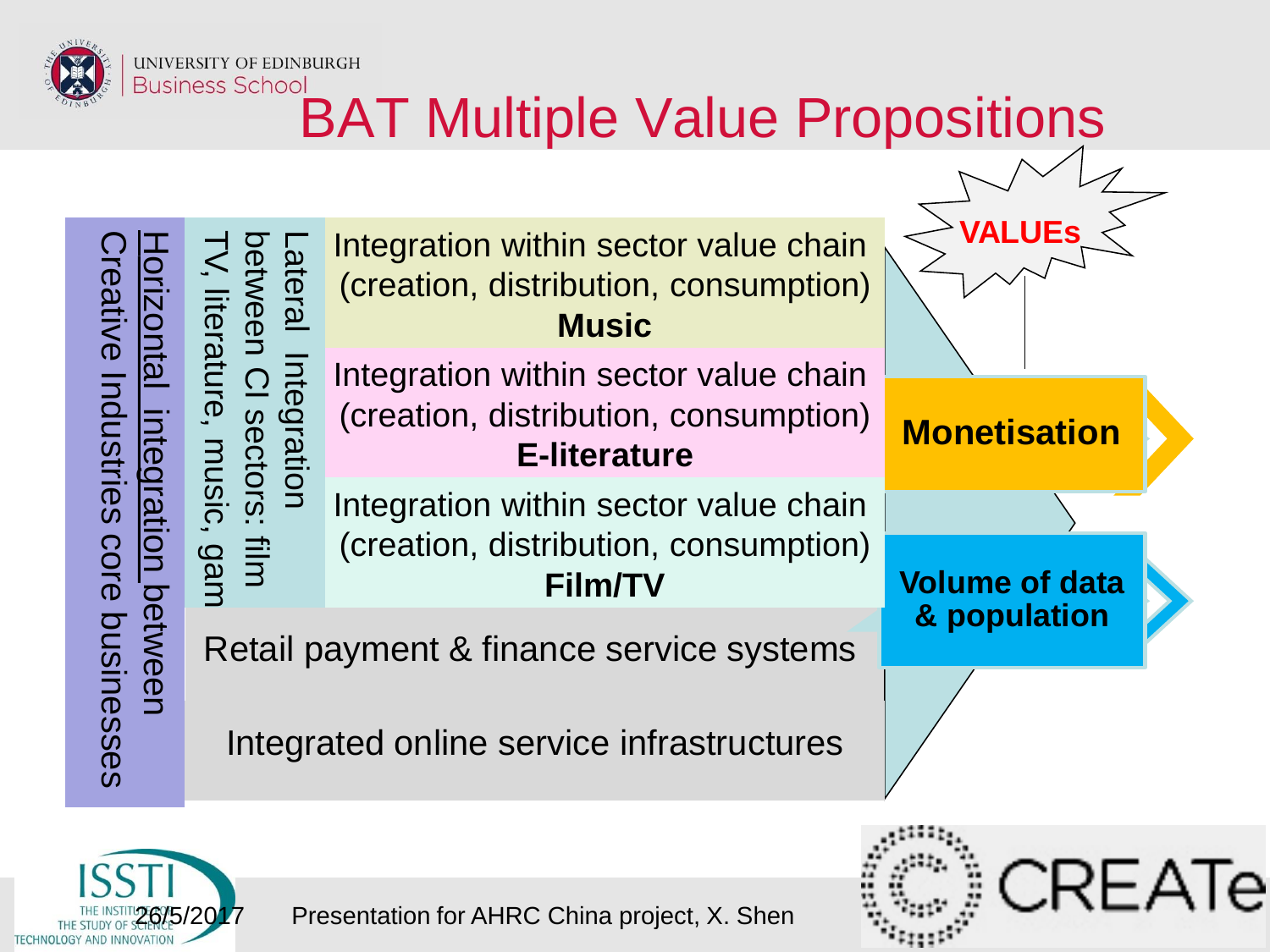# BAT Multiple Value Propositions

Creative Industries core businesses

Horizontal integration between

Lateral Integration between CI sectors: film TV, literature, music, gam

Integration within sector value chain (creation, distribution, consumption)
**Music**

Integration within sector value chain (creation, distribution, consumption)
**E-literature**

Integration within sector value chain (creation, distribution, consumption)
**Film/TV**

Retail payment & finance service systems

Integrated online service infrastructures

**VALUEs**

**Monetisation**

**Volume of data & population**

26/5/2017

Presentation for AHRC China project, X. Shen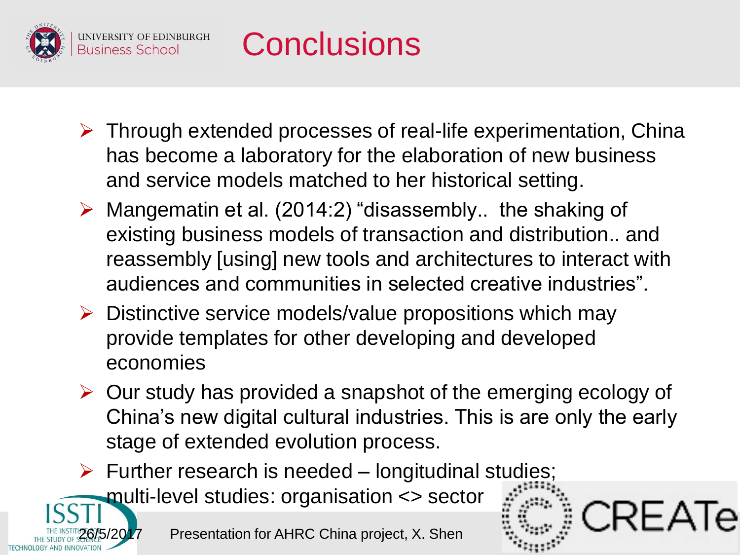# Conclusions

- Through extended processes of real-life experimentation, China has become a laboratory for the elaboration of new business and service models matched to her historical setting.
- Mangematin et al. (2014:2) "disassembly.. the shaking of existing business models of transaction and distribution.. and reassembly [using] new tools and architectures to interact with audiences and communities in selected creative industries".
- Distinctive service models/value propositions which may provide templates for other developing and developed economies
- Our study has provided a snapshot of the emerging ecology of China's new digital cultural industries. This is are only the early stage of extended evolution process.
- Further research is needed – longitudinal studies; multi-level studies: organisation <> sector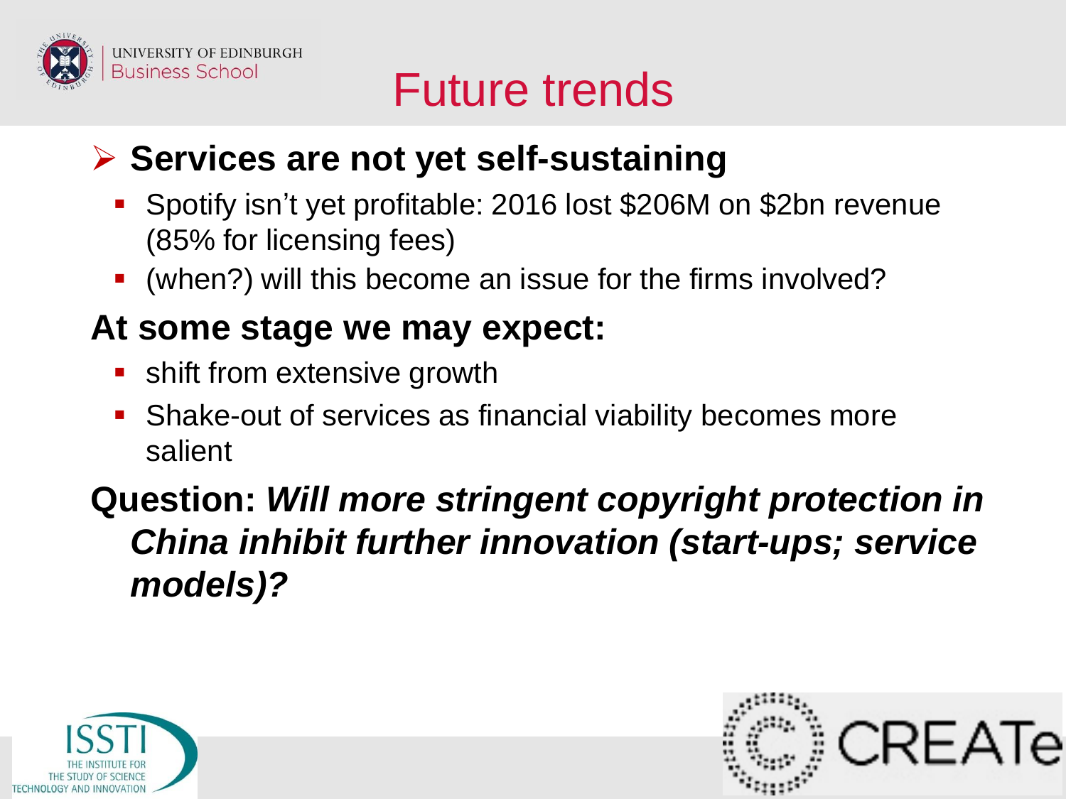# Future trends

- **Services are not yet self-sustaining**
  - Spotify isn't yet profitable: 2016 lost $206M on $2bn revenue (85% for licensing fees)
  - (when?) will this become an issue for the firms involved?

**At some stage we may expect:**

- shift from extensive growth
- Shake-out of services as financial viability becomes more salient

**Question:** ***Will more stringent copyright protection in China inhibit further innovation (start-ups; service models)?***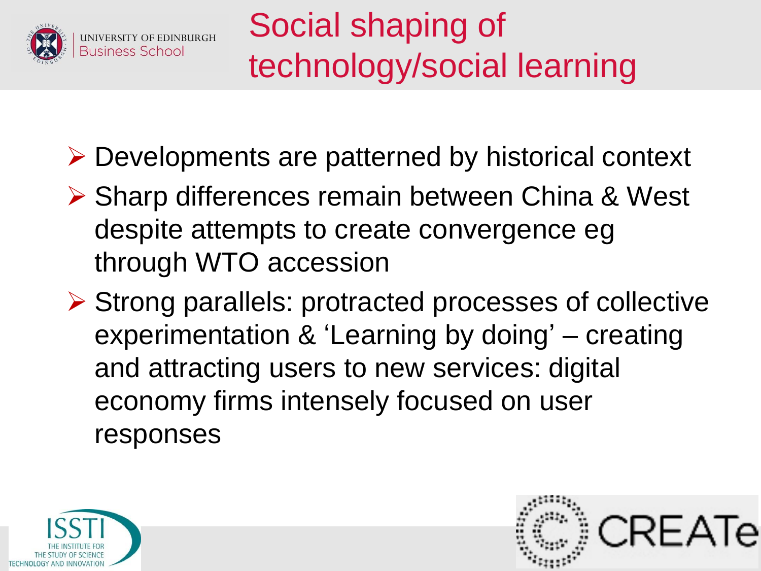# Social shaping of technology/social learning

- Developments are patterned by historical context
- Sharp differences remain between China & West despite attempts to create convergence eg through WTO accession
- Strong parallels: protracted processes of collective experimentation & 'Learning by doing' – creating and attracting users to new services: digital economy firms intensely focused on user responses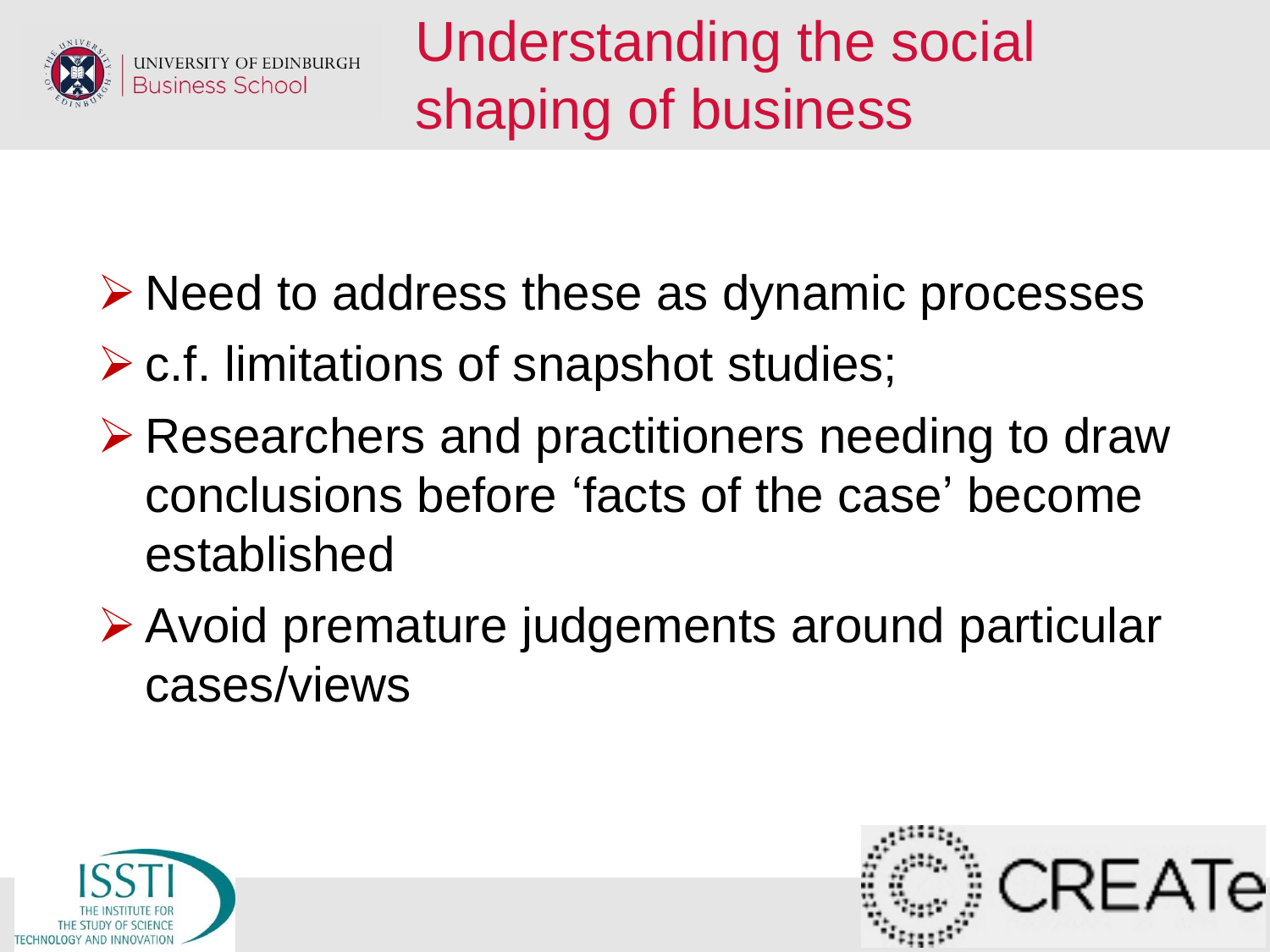# Understanding the social shaping of business

- Need to address these as dynamic processes
- c.f. limitations of snapshot studies;
- Researchers and practitioners needing to draw conclusions before 'facts of the case' become established
- Avoid premature judgements around particular cases/views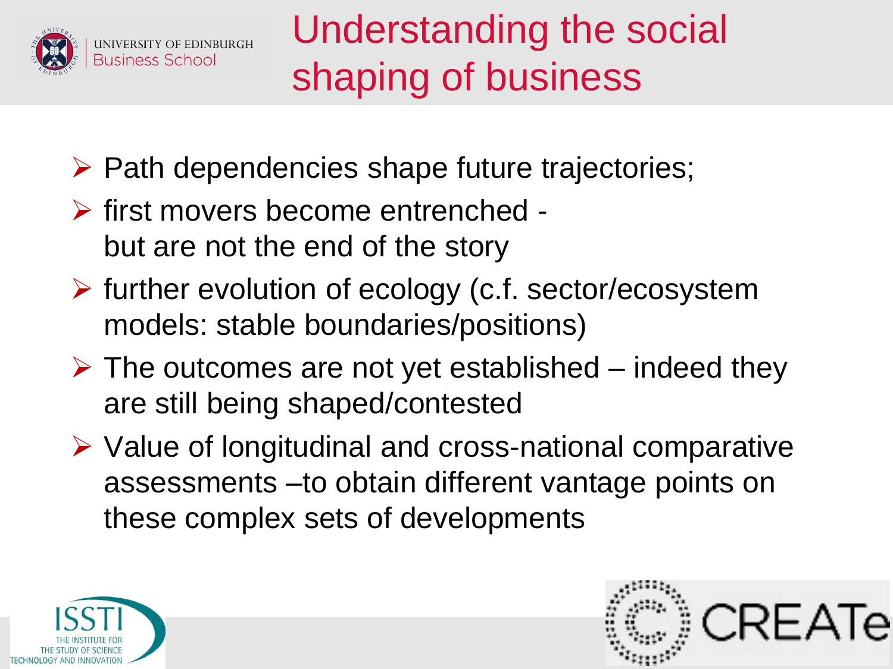# Understanding the social shaping of business

- Path dependencies shape future trajectories;
- first movers become entrenched - but are not the end of the story
- further evolution of ecology (c.f. sector/ecosystem models: stable boundaries/positions)
- The outcomes are not yet established – indeed they are still being shaped/contested
- Value of longitudinal and cross-national comparative assessments –to obtain different vantage points on these complex sets of developments